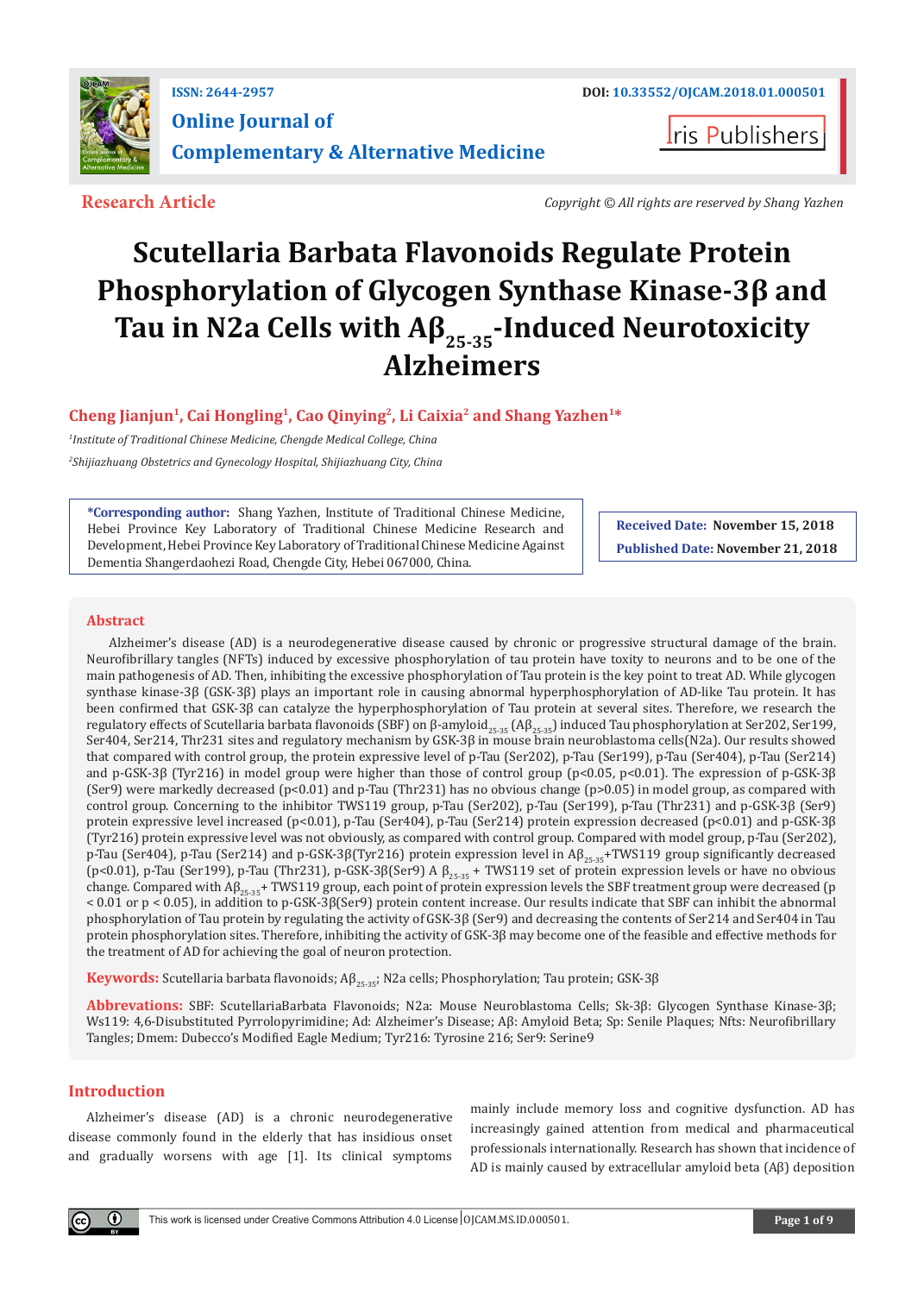ISSN: 2644-2957

DOI: 10.33552/OJCAM.2018.01.000501

**Online Journal of Complementary & Alternative Medicine**

Iris Publishers

**Research Article**

*Copyright © All rights are reserved by Shang Yazhen*

# Scutellaria Barbata Flavonoids Regulate Protein Phosphorylation of Glycogen Synthase Kinase-3β and Tau in N2a Cells with $A\beta_{25-35}$-Induced Neurotoxicity Alzheimers

**Cheng Jianjun[1], Cai Hongling[1], Cao Qinying[2], Li Caixia[2] and Shang Yazhen[1]***

[1]*Institute of Traditional Chinese Medicine, Chengde Medical College, China*

[2]*Shijiazhuang Obstetrics and Gynecology Hospital, Shijiazhuang City, China*

**\*Corresponding author:** Shang Yazhen, Institute of Traditional Chinese Medicine, Hebei Province Key Laboratory of Traditional Chinese Medicine Research and Development, Hebei Province Key Laboratory of Traditional Chinese Medicine Against Dementia Shangerdaohezi Road, Chengde City, Hebei 067000, China.

**Received Date:** November 15, 2018

**Published Date:** November 21, 2018

## Abstract

Alzheimer's disease (AD) is a neurodegenerative disease caused by chronic or progressive structural damage of the brain. Neurofibrillary tangles (NFTs) induced by excessive phosphorylation of tau protein have toxity to neurons and to be one of the main pathogenesis of AD. Then, inhibiting the excessive phosphorylation of Tau protein is the key point to treat AD. While glycogen synthase kinase-3β (GSK-3β) plays an important role in causing abnormal hyperphosphorylation of AD-like Tau protein. It has been confirmed that GSK-3β can catalyze the hyperphosphorylation of Tau protein at several sites. Therefore, we research the regulatory effects of Scutellaria barbata flavonoids (SBF) on β-amyloid$_{25-35}$ ($A\beta_{25-35}$) induced Tau phosphorylation at Ser202, Ser199, Ser404, Ser214, Thr231 sites and regulatory mechanism by GSK-3β in mouse brain neuroblastoma cells(N2a). Our results showed that compared with control group, the protein expressive level of p-Tau (Ser202), p-Tau (Ser199), p-Tau (Ser404), p-Tau (Ser214) and p-GSK-3β (Tyr216) in model group were higher than those of control group ($p<0.05$, $p<0.01$). The expression of p-GSK-3β (Ser9) were markedly decreased ($p<0.01$) and p-Tau (Thr231) has no obvious change ($p>0.05$) in model group, as compared with control group. Concerning to the inhibitor TWS119 group, p-Tau (Ser202), p-Tau (Ser199), p-Tau (Thr231) and p-GSK-3β (Ser9) protein expressive level increased ($p<0.01$), p-Tau (Ser404), p-Tau (Ser214) protein expression decreased ($p<0.01$) and p-GSK-3β (Tyr216) protein expressive level was not obviously, as compared with control group. Compared with model group, p-Tau (Ser202), p-Tau (Ser404), p-Tau (Ser214) and p-GSK-3β(Tyr216) protein expression level in $A\beta_{25-35}$+TWS119 group significantly decreased ($p<0.01$), p-Tau (Ser199), p-Tau (Thr231), p-GSK-3β(Ser9) A $\beta_{25-35}$ + TWS119 set of protein expression levels or have no obvious change. Compared with $A\beta_{25-35}$+ TWS119 group, each point of protein expression levels the SBF treatment group were decreased ($p < 0.01$ or $p < 0.05$), in addition to p-GSK-3β(Ser9) protein content increase. Our results indicate that SBF can inhibit the abnormal phosphorylation of Tau protein by regulating the activity of GSK-3β (Ser9) and decreasing the contents of Ser214 and Ser404 in Tau protein phosphorylation sites. Therefore, inhibiting the activity of GSK-3β may become one of the feasible and effective methods for the treatment of AD for achieving the goal of neuron protection.

**Keywords:** Scutellaria barbata flavonoids; $A\beta_{25-35}$; N2a cells; Phosphorylation; Tau protein; GSK-3β

**Abbrevations:** SBF: ScutellariaBarbata Flavonoids; N2a: Mouse Neuroblastoma Cells; Sk-3β: Glycogen Synthase Kinase-3β; Ws119: 4,6-Disubstituted Pyrrolopyrimidine; Ad: Alzheimer's Disease; Aβ: Amyloid Beta; Sp: Senile Plaques; Nfts: Neurofibrillary Tangles; Dmem: Dubecco's Modified Eagle Medium; Tyr216: Tyrosine 216; Ser9: Serine9

## Introduction

Alzheimer's disease (AD) is a chronic neurodegenerative disease commonly found in the elderly that has insidious onset and gradually worsens with age [1]. Its clinical symptoms mainly include memory loss and cognitive dysfunction. AD has increasingly gained attention from medical and pharmaceutical professionals internationally. Research has shown that incidence of AD is mainly caused by extracellular amyloid beta (Aβ) deposition

This work is licensed under Creative Commons Attribution 4.0 License OJCAM.MS.ID.000501.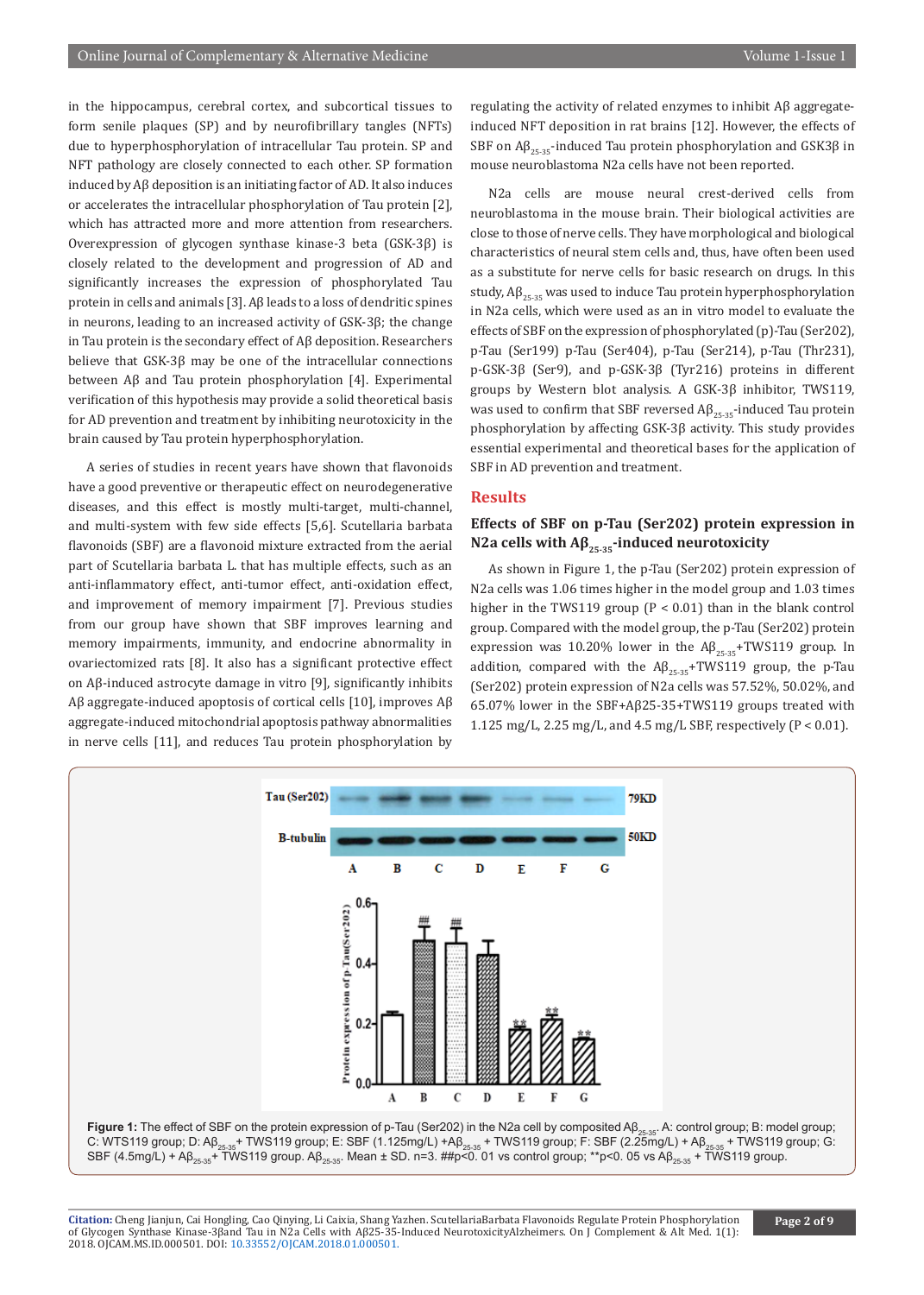in the hippocampus, cerebral cortex, and subcortical tissues to form senile plaques (SP) and by neurofibrillary tangles (NFTs) due to hyperphosphorylation of intracellular Tau protein. SP and NFT pathology are closely connected to each other. SP formation induced by Aβ deposition is an initiating factor of AD. It also induces or accelerates the intracellular phosphorylation of Tau protein [2], which has attracted more and more attention from researchers. Overexpression of glycogen synthase kinase-3 beta (GSK-3β) is closely related to the development and progression of AD and significantly increases the expression of phosphorylated Tau protein in cells and animals [3]. Aβ leads to a loss of dendritic spines in neurons, leading to an increased activity of GSK-3β; the change in Tau protein is the secondary effect of Aβ deposition. Researchers believe that GSK-3β may be one of the intracellular connections between Aβ and Tau protein phosphorylation [4]. Experimental verification of this hypothesis may provide a solid theoretical basis for AD prevention and treatment by inhibiting neurotoxicity in the brain caused by Tau protein hyperphosphorylation.

A series of studies in recent years have shown that flavonoids have a good preventive or therapeutic effect on neurodegenerative diseases, and this effect is mostly multi-target, multi-channel, and multi-system with few side effects [5,6]. Scutellaria barbata flavonoids (SBF) are a flavonoid mixture extracted from the aerial part of Scutellaria barbata L. that has multiple effects, such as an anti-inflammatory effect, anti-tumor effect, anti-oxidation effect, and improvement of memory impairment [7]. Previous studies from our group have shown that SBF improves learning and memory impairments, immunity, and endocrine abnormality in ovariectomized rats [8]. It also has a significant protective effect on Aβ-induced astrocyte damage in vitro [9], significantly inhibits Aβ aggregate-induced apoptosis of cortical cells [10], improves Aβ aggregate-induced mitochondrial apoptosis pathway abnormalities in nerve cells [11], and reduces Tau protein phosphorylation by regulating the activity of related enzymes to inhibit Aβ aggregate-induced NFT deposition in rat brains [12]. However, the effects of SBF on $A\beta_{25-35}$-induced Tau protein phosphorylation and GSK3β in mouse neuroblastoma N2a cells have not been reported.

N2a cells are mouse neural crest-derived cells from neuroblastoma in the mouse brain. Their biological activities are close to those of nerve cells. They have morphological and biological characteristics of neural stem cells and, thus, have often been used as a substitute for nerve cells for basic research on drugs. In this study, $A\beta_{25-35}$ was used to induce Tau protein hyperphosphorylation in N2a cells, which were used as an in vitro model to evaluate the effects of SBF on the expression of phosphorylated (p)-Tau (Ser202), p-Tau (Ser199) p-Tau (Ser404), p-Tau (Ser214), p-Tau (Thr231), p-GSK-3β (Ser9), and p-GSK-3β (Tyr216) proteins in different groups by Western blot analysis. A GSK-3β inhibitor, TWS119, was used to confirm that SBF reversed $A\beta_{25-35}$-induced Tau protein phosphorylation by affecting GSK-3β activity. This study provides essential experimental and theoretical bases for the application of SBF in AD prevention and treatment.

## Results

### Effects of SBF on p-Tau (Ser202) protein expression in N2a cells with $A\beta_{25-35}$-induced neurotoxicity

As shown in Figure 1, the p-Tau (Ser202) protein expression of N2a cells was 1.06 times higher in the model group and 1.03 times higher in the TWS119 group ($P < 0.01$) than in the blank control group. Compared with the model group, the p-Tau (Ser202) protein expression was 10.20% lower in the $A\beta_{25-35}$+TWS119 group. In addition, compared with the $A\beta_{25-35}$+TWS119 group, the p-Tau (Ser202) protein expression of N2a cells was 57.52%, 50.02%, and 65.07% lower in the SBF+Aβ25-35+TWS119 groups treated with 1.125 mg/L, 2.25 mg/L, and 4.5 mg/L SBF, respectively ($P < 0.01$).

**Figure 1:** The effect of SBF on the protein expression of p-Tau (Ser202) in the N2a cell by composited $A\beta_{25-35}$. A: control group; B: model group; C: WTS119 group; D: $A\beta_{25-35}$+ TWS119 group; E: SBF (1.125mg/L) +$A\beta_{25-35}$ + TWS119 group; F: SBF (2.25mg/L) + $A\beta_{25-35}$ + TWS119 group; G: SBF (4.5mg/L) + $A\beta_{25-35}$+ TWS119 group. $A\beta_{25-35}$. Mean ± SD. n=3. ##p<0. 01 vs control group; **p<0. 05 vs $A\beta_{25-35}$ + TWS119 group.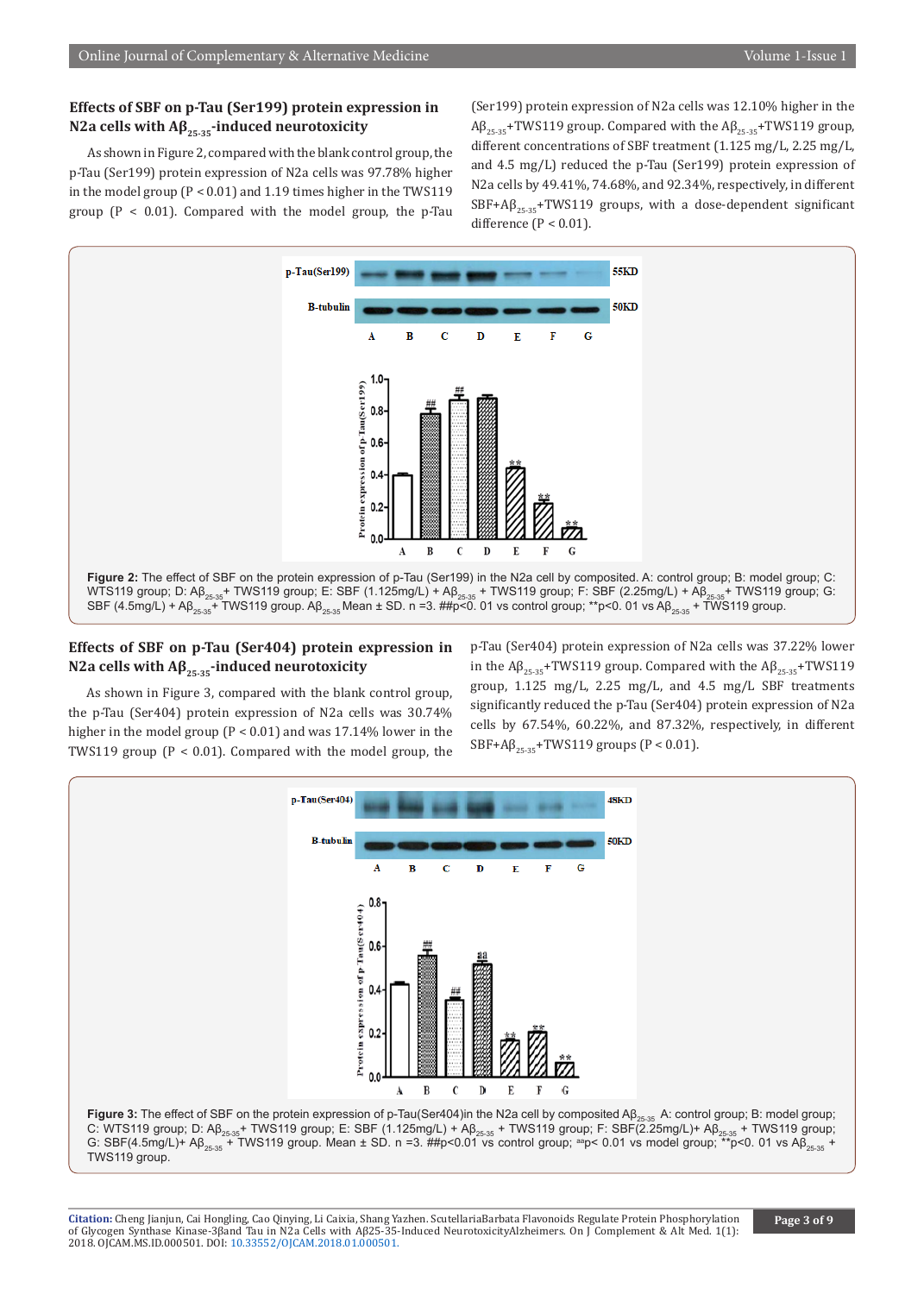### Effects of SBF on p-Tau (Ser199) protein expression in N2a cells with $A\beta_{25-35}$-induced neurotoxicity

As shown in Figure 2, compared with the blank control group, the p-Tau (Ser199) protein expression of N2a cells was 97.78% higher in the model group ($P < 0.01$) and 1.19 times higher in the TWS119 group ($P < 0.01$). Compared with the model group, the p-Tau (Ser199) protein expression of N2a cells was 12.10% higher in the $A\beta_{25-35}$+TWS119 group. Compared with the $A\beta_{25-35}$+TWS119 group, different concentrations of SBF treatment (1.125 mg/L, 2.25 mg/L, and 4.5 mg/L) reduced the p-Tau (Ser199) protein expression of N2a cells by 49.41%, 74.68%, and 92.34%, respectively, in different SBF+$A\beta_{25-35}$+TWS119 groups, with a dose-dependent significant difference ($P < 0.01$).

**Figure 2:** The effect of SBF on the protein expression of p-Tau (Ser199) in the N2a cell by composited. A: control group; B: model group; C: WTS119 group; D: $A\beta_{25-35}$+ TWS119 group; E: SBF (1.125mg/L) + $A\beta_{25-35}$ + TWS119 group; F: SBF (2.25mg/L) + $A\beta_{25-35}$+ TWS119 group; G: SBF (4.5mg/L) + $A\beta_{25-35}$+ TWS119 group. $A\beta_{25-35}$ Mean ± SD. n =3. ##p<0. 01 vs control group; **p<0. 01 vs $A\beta_{25-35}$ + TWS119 group.

### Effects of SBF on p-Tau (Ser404) protein expression in N2a cells with $A\beta_{25-35}$-induced neurotoxicity

As shown in Figure 3, compared with the blank control group, the p-Tau (Ser404) protein expression of N2a cells was 30.74% higher in the model group ($P < 0.01$) and was 17.14% lower in the TWS119 group ($P < 0.01$). Compared with the model group, the p-Tau (Ser404) protein expression of N2a cells was 37.22% lower in the $A\beta_{25-35}$+TWS119 group. Compared with the $A\beta_{25-35}$+TWS119 group, 1.125 mg/L, 2.25 mg/L, and 4.5 mg/L SBF treatments significantly reduced the p-Tau (Ser404) protein expression of N2a cells by 67.54%, 60.22%, and 87.32%, respectively, in different SBF+$A\beta_{25-35}$+TWS119 groups ($P < 0.01$).

**Figure 3:** The effect of SBF on the protein expression of p-Tau(Ser404)in the N2a cell by composited $A\beta_{25-35}$. A: control group; B: model group; C: WTS119 group; D: $A\beta_{25-35}$+ TWS119 group; E: SBF (1.125mg/L) + $A\beta_{25-35}$ + TWS119 group; F: SBF(2.25mg/L)+ $A\beta_{25-35}$ + TWS119 group; G: SBF(4.5mg/L)+ $A\beta_{25-35}$ + TWS119 group. Mean ± SD. n =3. ##p<0.01 vs control group; aap< 0.01 vs model group; **p<0. 01 vs $A\beta_{25-35}$ + TWS119 group.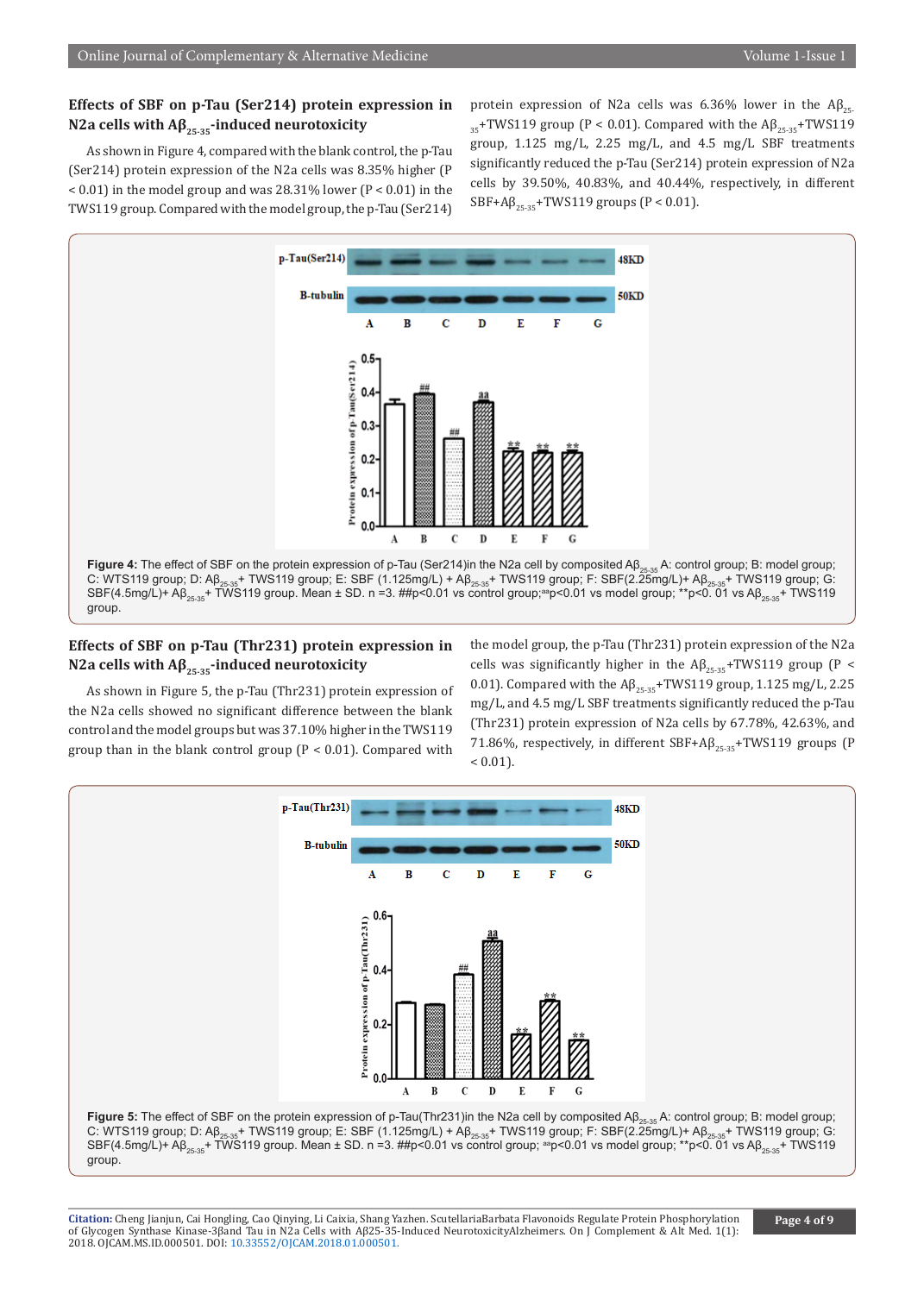### Effects of SBF on p-Tau (Ser214) protein expression in N2a cells with A$\beta_{25\text{-}35}$-induced neurotoxicity

As shown in Figure 4, compared with the blank control, the p-Tau (Ser214) protein expression of the N2a cells was 8.35% higher ($P < 0.01$) in the model group and was 28.31% lower ($P < 0.01$) in the TWS119 group. Compared with the model group, the p-Tau (Ser214) protein expression of N2a cells was 6.36% lower in the A$\beta_{25\text{-}35}$+TWS119 group ($P < 0.01$). Compared with the A$\beta_{25\text{-}35}$+TWS119 group, 1.125 mg/L, 2.25 mg/L, and 4.5 mg/L SBF treatments significantly reduced the p-Tau (Ser214) protein expression of N2a cells by 39.50%, 40.83%, and 40.44%, respectively, in different SBF+A$\beta_{25\text{-}35}$+TWS119 groups ($P < 0.01$).

**Figure 4:** The effect of SBF on the protein expression of p-Tau (Ser214)in the N2a cell by composited A$\beta_{25\text{-}35}$ A: control group; B: model group; C: WTS119 group; D: A$\beta_{25\text{-}35}$+ TWS119 group; E: SBF (1.125mg/L) + A$\beta_{25\text{-}35}$+ TWS119 group; F: SBF(2.25mg/L)+ A$\beta_{25\text{-}35}$+ TWS119 group; G: SBF(4.5mg/L)+ A$\beta_{25\text{-}35}$+ TWS119 group. Mean ± SD. n =3. ##p<0.01 vs control group;$^{aa}$p<0.01 vs model group; **p<0. 01 vs A$\beta_{25\text{-}35}$+ TWS119 group.

### Effects of SBF on p-Tau (Thr231) protein expression in N2a cells with A$\beta_{25\text{-}35}$-induced neurotoxicity

As shown in Figure 5, the p-Tau (Thr231) protein expression of the N2a cells showed no significant difference between the blank control and the model groups but was 37.10% higher in the TWS119 group than in the blank control group ($P < 0.01$). Compared with the model group, the p-Tau (Thr231) protein expression of the N2a cells was significantly higher in the A$\beta_{25\text{-}35}$+TWS119 group ($P < 0.01$). Compared with the A$\beta_{25\text{-}35}$+TWS119 group, 1.125 mg/L, 2.25 mg/L, and 4.5 mg/L SBF treatments significantly reduced the p-Tau (Thr231) protein expression of N2a cells by 67.78%, 42.63%, and 71.86%, respectively, in different SBF+A$\beta_{25\text{-}35}$+TWS119 groups ($P < 0.01$).

**Figure 5:** The effect of SBF on the protein expression of p-Tau(Thr231)in the N2a cell by composited A$\beta_{25\text{-}35}$ A: control group; B: model group; C: WTS119 group; D: A$\beta_{25\text{-}35}$+ TWS119 group; E: SBF (1.125mg/L) + A$\beta_{25\text{-}35}$+ TWS119 group; F: SBF(2.25mg/L)+ A$\beta_{25\text{-}35}$+ TWS119 group; G: SBF(4.5mg/L)+ A$\beta_{25\text{-}35}$+ TWS119 group. Mean ± SD. n =3. ##p<0.01 vs control group; $^{aa}$p<0.01 vs model group; **p<0. 01 vs A$\beta_{25\text{-}35}$+ TWS119 group.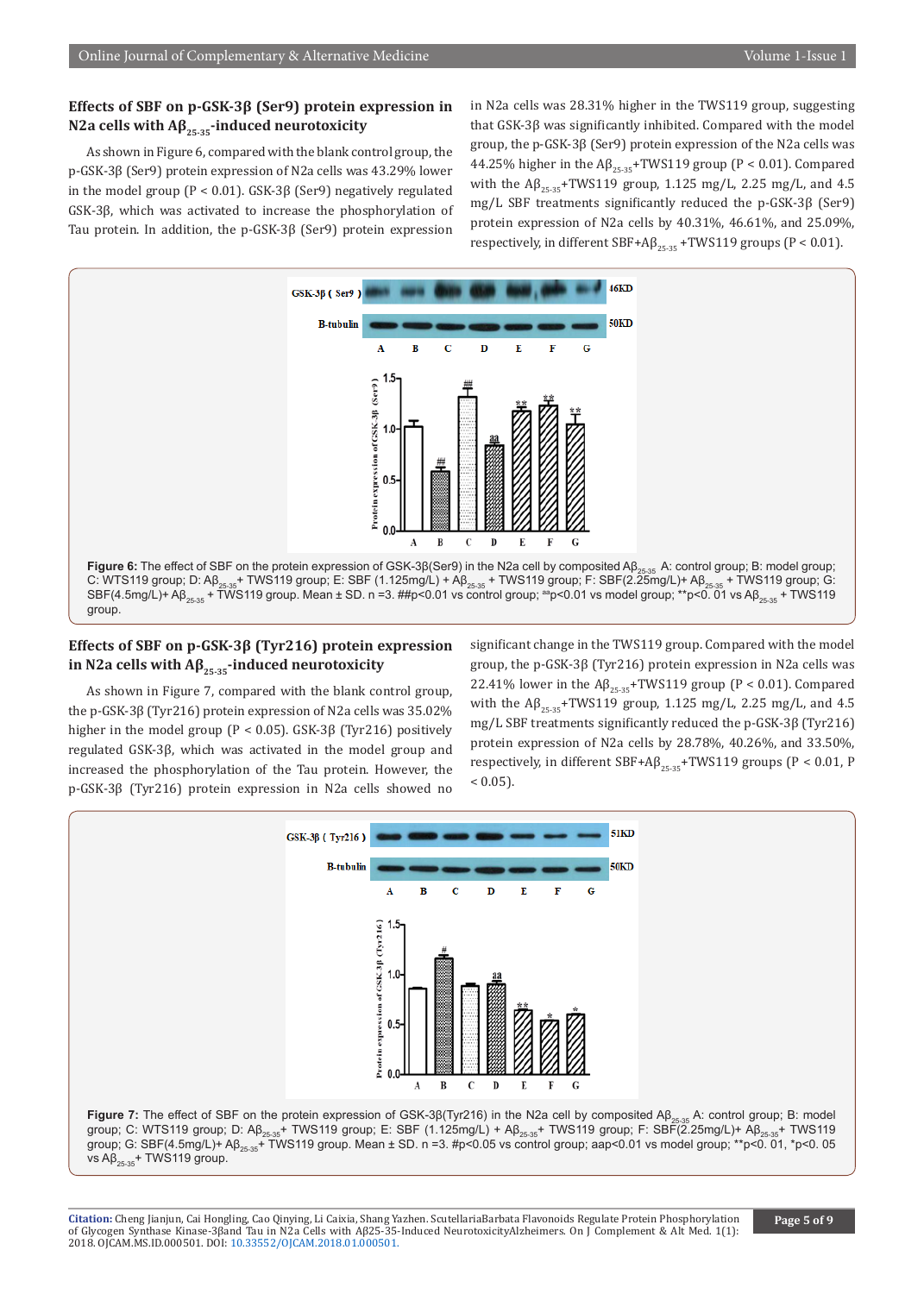### Effects of SBF on p-GSK-3β (Ser9) protein expression in N2a cells with $A\beta_{25-35}$-induced neurotoxicity

As shown in Figure 6, compared with the blank control group, the p-GSK-3β (Ser9) protein expression of N2a cells was 43.29% lower in the model group (P < 0.01). GSK-3β (Ser9) negatively regulated GSK-3β, which was activated to increase the phosphorylation of Tau protein. In addition, the p-GSK-3β (Ser9) protein expression in N2a cells was 28.31% higher in the TWS119 group, suggesting that GSK-3β was significantly inhibited. Compared with the model group, the p-GSK-3β (Ser9) protein expression of the N2a cells was 44.25% higher in the $A\beta_{25-35}$+TWS119 group (P < 0.01). Compared with the $A\beta_{25-35}$+TWS119 group, 1.125 mg/L, 2.25 mg/L, and 4.5 mg/L SBF treatments significantly reduced the p-GSK-3β (Ser9) protein expression of N2a cells by 40.31%, 46.61%, and 25.09%, respectively, in different SBF+$A\beta_{25-35}$+TWS119 groups (P < 0.01).

**Figure 6:** The effect of SBF on the protein expression of GSK-3β(Ser9) in the N2a cell by composited $A\beta_{25-35}$. A: control group; B: model group; C: WTS119 group; D: $A\beta_{25-35}$+ TWS119 group; E: SBF (1.125mg/L) + $A\beta_{25-35}$ + TWS119 group; F: SBF(2.25mg/L)+ $A\beta_{25-35}$ + TWS119 group; G: SBF(4.5mg/L)+ $A\beta_{25-35}$ + TWS119 group. Mean ± SD. n =3. ##p<0.01 vs control group; aap<0.01 vs model group; **p<0. 01 vs $A\beta_{25-35}$ + TWS119 group.

### Effects of SBF on p-GSK-3β (Tyr216) protein expression in N2a cells with $A\beta_{25-35}$-induced neurotoxicity

As shown in Figure 7, compared with the blank control group, the p-GSK-3β (Tyr216) protein expression of N2a cells was 35.02% higher in the model group (P < 0.05). GSK-3β (Tyr216) positively regulated GSK-3β, which was activated in the model group and increased the phosphorylation of the Tau protein. However, the p-GSK-3β (Tyr216) protein expression in N2a cells showed no significant change in the TWS119 group. Compared with the model group, the p-GSK-3β (Tyr216) protein expression in N2a cells was 22.41% lower in the $A\beta_{25-35}$+TWS119 group (P < 0.01). Compared with the $A\beta_{25-35}$+TWS119 group, 1.125 mg/L, 2.25 mg/L, and 4.5 mg/L SBF treatments significantly reduced the p-GSK-3β (Tyr216) protein expression of N2a cells by 28.78%, 40.26%, and 33.50%, respectively, in different SBF+$A\beta_{25-35}$+TWS119 groups (P < 0.01, P < 0.05).

**Figure 7:** The effect of SBF on the protein expression of GSK-3β(Tyr216) in the N2a cell by composited $A\beta_{25-35}$ A: control group; B: model group; C: WTS119 group; D: $A\beta_{25-35}$+ TWS119 group; E: SBF (1.125mg/L) + $A\beta_{25-35}$+ TWS119 group; F: SBF(2.25mg/L)+ $A\beta_{25-35}$+ TWS119 group; G: SBF(4.5mg/L)+ $A\beta_{25-35}$+ TWS119 group. Mean ± SD. n =3. #p<0.05 vs control group; aap<0.01 vs model group; **p<0. 01, *p<0. 05 vs $A\beta_{25-35}$+ TWS119 group.

**Citation:** Cheng Jianjun, Cai Hongling, Cao Qinying, Li Caixia, Shang Yazhen. ScutellariaBarbata Flavonoids Regulate Protein Phosphorylation of Glycogen Synthase Kinase-3βand Tau in N2a Cells with Aβ25-35-Induced NeurotoxicityAlzheimers. On J Complement & Alt Med. 1(1): 2018. OJCAM.MS.ID.000501. DOI: 10.33552/OJCAM.2018.01.000501.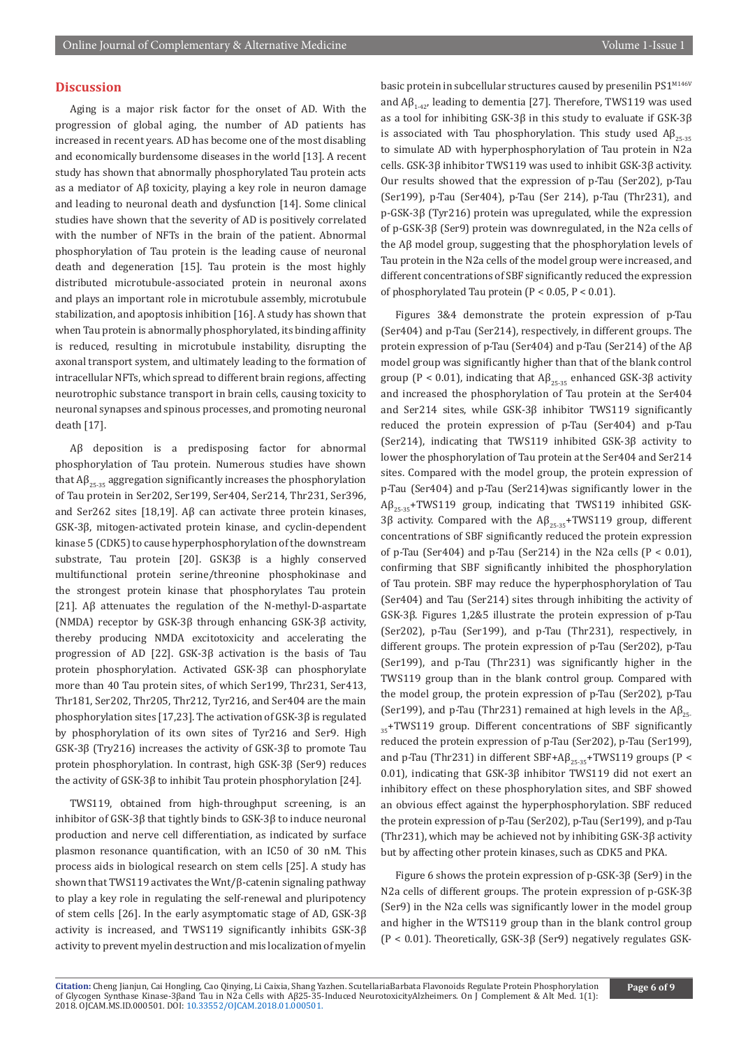## Discussion

Aging is a major risk factor for the onset of AD. With the progression of global aging, the number of AD patients has increased in recent years. AD has become one of the most disabling and economically burdensome diseases in the world [13]. A recent study has shown that abnormally phosphorylated Tau protein acts as a mediator of Aβ toxicity, playing a key role in neuron damage and leading to neuronal death and dysfunction [14]. Some clinical studies have shown that the severity of AD is positively correlated with the number of NFTs in the brain of the patient. Abnormal phosphorylation of Tau protein is the leading cause of neuronal death and degeneration [15]. Tau protein is the most highly distributed microtubule-associated protein in neuronal axons and plays an important role in microtubule assembly, microtubule stabilization, and apoptosis inhibition [16]. A study has shown that when Tau protein is abnormally phosphorylated, its binding affinity is reduced, resulting in microtubule instability, disrupting the axonal transport system, and ultimately leading to the formation of intracellular NFTs, which spread to different brain regions, affecting neurotrophic substance transport in brain cells, causing toxicity to neuronal synapses and spinous processes, and promoting neuronal death [17].

Aβ deposition is a predisposing factor for abnormal phosphorylation of Tau protein. Numerous studies have shown that $Aβ_{25-35}$ aggregation significantly increases the phosphorylation of Tau protein in Ser202, Ser199, Ser404, Ser214, Thr231, Ser396, and Ser262 sites [18,19]. Aβ can activate three protein kinases, GSK-3β, mitogen-activated protein kinase, and cyclin-dependent kinase 5 (CDK5) to cause hyperphosphorylation of the downstream substrate, Tau protein [20]. GSK3β is a highly conserved multifunctional protein serine/threonine phosphokinase and the strongest protein kinase that phosphorylates Tau protein [21]. Aβ attenuates the regulation of the N-methyl-D-aspartate (NMDA) receptor by GSK-3β through enhancing GSK-3β activity, thereby producing NMDA excitotoxicity and accelerating the progression of AD [22]. GSK-3β activation is the basis of Tau protein phosphorylation. Activated GSK-3β can phosphorylate more than 40 Tau protein sites, of which Ser199, Thr231, Ser413, Thr181, Ser202, Thr205, Thr212, Tyr216, and Ser404 are the main phosphorylation sites [17,23]. The activation of GSK-3β is regulated by phosphorylation of its own sites of Tyr216 and Ser9. High GSK-3β (Try216) increases the activity of GSK-3β to promote Tau protein phosphorylation. In contrast, high GSK-3β (Ser9) reduces the activity of GSK-3β to inhibit Tau protein phosphorylation [24].

TWS119, obtained from high-throughput screening, is an inhibitor of GSK-3β that tightly binds to GSK-3β to induce neuronal production and nerve cell differentiation, as indicated by surface plasmon resonance quantification, with an IC50 of 30 nM. This process aids in biological research on stem cells [25]. A study has shown that TWS119 activates the Wnt/β-catenin signaling pathway to play a key role in regulating the self-renewal and pluripotency of stem cells [26]. In the early asymptomatic stage of AD, GSK-3β activity is increased, and TWS119 significantly inhibits GSK-3β activity to prevent myelin destruction and mis localization of myelin basic protein in subcellular structures caused by presenilin PS1$^{M146V}$ and $Aβ_{1-42}$, leading to dementia [27]. Therefore, TWS119 was used as a tool for inhibiting GSK-3β in this study to evaluate if GSK-3β is associated with Tau phosphorylation. This study used $Aβ_{25-35}$ to simulate AD with hyperphosphorylation of Tau protein in N2a cells. GSK-3β inhibitor TWS119 was used to inhibit GSK-3β activity. Our results showed that the expression of p-Tau (Ser202), p-Tau (Ser199), p-Tau (Ser404), p-Tau (Ser 214), p-Tau (Thr231), and p-GSK-3β (Tyr216) protein was upregulated, while the expression of p-GSK-3β (Ser9) protein was downregulated, in the N2a cells of the Aβ model group, suggesting that the phosphorylation levels of Tau protein in the N2a cells of the model group were increased, and different concentrations of SBF significantly reduced the expression of phosphorylated Tau protein ($P < 0.05$, $P < 0.01$).

Figures 3&4 demonstrate the protein expression of p-Tau (Ser404) and p-Tau (Ser214), respectively, in different groups. The protein expression of p-Tau (Ser404) and p-Tau (Ser214) of the Aβ model group was significantly higher than that of the blank control group ($P < 0.01$), indicating that $Aβ_{25-35}$ enhanced GSK-3β activity and increased the phosphorylation of Tau protein at the Ser404 and Ser214 sites, while GSK-3β inhibitor TWS119 significantly reduced the protein expression of p-Tau (Ser404) and p-Tau (Ser214), indicating that TWS119 inhibited GSK-3β activity to lower the phosphorylation of Tau protein at the Ser404 and Ser214 sites. Compared with the model group, the protein expression of p-Tau (Ser404) and p-Tau (Ser214)was significantly lower in the $Aβ_{25-35}$+TWS119 group, indicating that TWS119 inhibited GSK-3β activity. Compared with the $Aβ_{25-35}$+TWS119 group, different concentrations of SBF significantly reduced the protein expression of p-Tau (Ser404) and p-Tau (Ser214) in the N2a cells ($P < 0.01$), confirming that SBF significantly inhibited the phosphorylation of Tau protein. SBF may reduce the hyperphosphorylation of Tau (Ser404) and Tau (Ser214) sites through inhibiting the activity of GSK-3β. Figures 1,2&5 illustrate the protein expression of p-Tau (Ser202), p-Tau (Ser199), and p-Tau (Thr231), respectively, in different groups. The protein expression of p-Tau (Ser202), p-Tau (Ser199), and p-Tau (Thr231) was significantly higher in the TWS119 group than in the blank control group. Compared with the model group, the protein expression of p-Tau (Ser202), p-Tau (Ser199), and p-Tau (Thr231) remained at high levels in the $Aβ_{25-35}$+TWS119 group. Different concentrations of SBF significantly reduced the protein expression of p-Tau (Ser202), p-Tau (Ser199), and p-Tau (Thr231) in different SBF+$Aβ_{25-35}$+TWS119 groups ($P < 0.01$), indicating that GSK-3β inhibitor TWS119 did not exert an inhibitory effect on these phosphorylation sites, and SBF showed an obvious effect against the hyperphosphorylation. SBF reduced the protein expression of p-Tau (Ser202), p-Tau (Ser199), and p-Tau (Thr231), which may be achieved not by inhibiting GSK-3β activity but by affecting other protein kinases, such as CDK5 and PKA.

Figure 6 shows the protein expression of p-GSK-3β (Ser9) in the N2a cells of different groups. The protein expression of p-GSK-3β (Ser9) in the N2a cells was significantly lower in the model group and higher in the WTS119 group than in the blank control group ($P < 0.01$). Theoretically, GSK-3β (Ser9) negatively regulates GSK-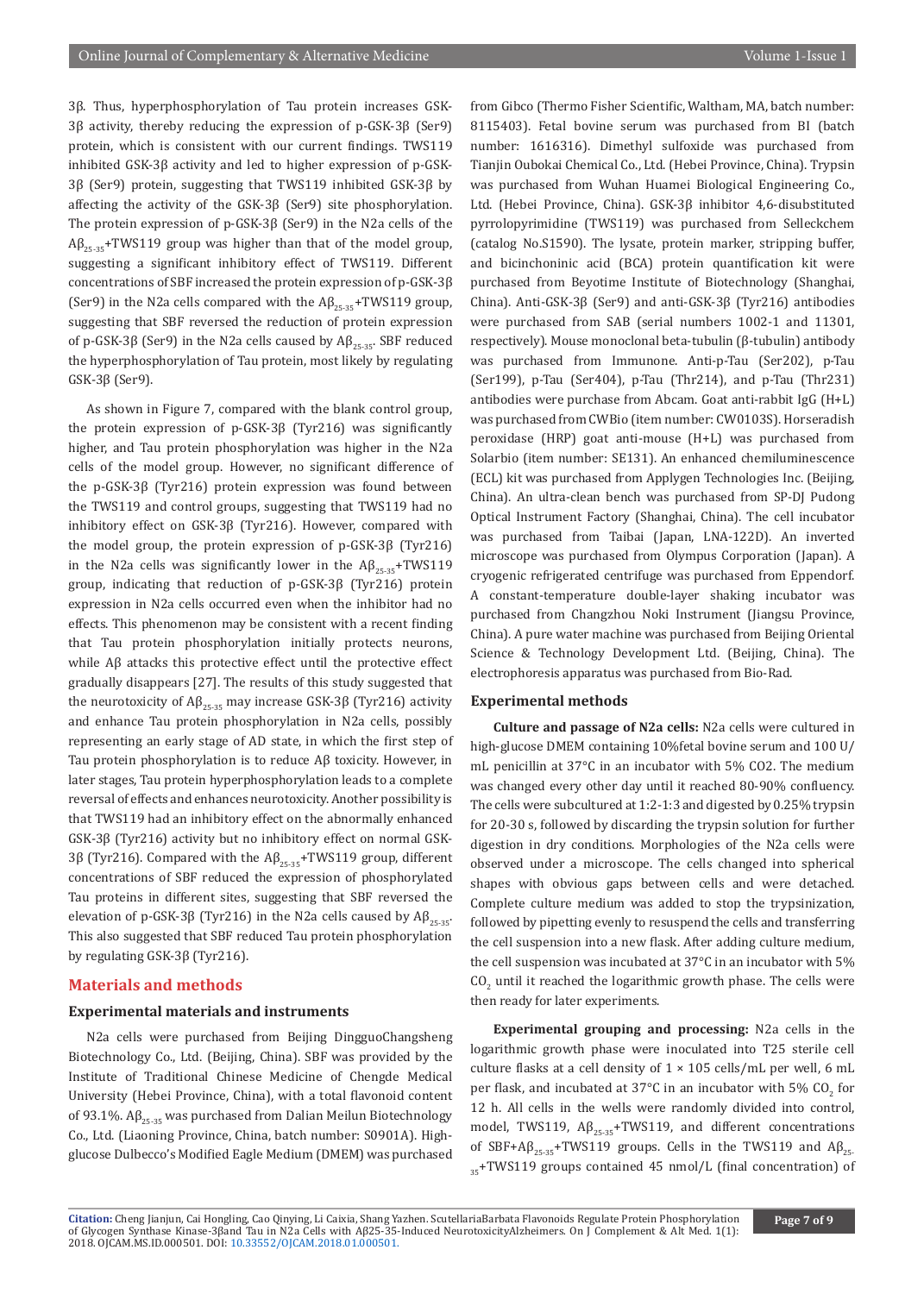3β. Thus, hyperphosphorylation of Tau protein increases GSK-3β activity, thereby reducing the expression of p-GSK-3β (Ser9) protein, which is consistent with our current findings. TWS119 inhibited GSK-3β activity and led to higher expression of p-GSK-3β (Ser9) protein, suggesting that TWS119 inhibited GSK-3β by affecting the activity of the GSK-3β (Ser9) site phosphorylation. The protein expression of p-GSK-3β (Ser9) in the N2a cells of the $Aβ_{25-35}$+TWS119 group was higher than that of the model group, suggesting a significant inhibitory effect of TWS119. Different concentrations of SBF increased the protein expression of p-GSK-3β (Ser9) in the N2a cells compared with the $Aβ_{25-35}$+TWS119 group, suggesting that SBF reversed the reduction of protein expression of p-GSK-3β (Ser9) in the N2a cells caused by $Aβ_{25-35}$. SBF reduced the hyperphosphorylation of Tau protein, most likely by regulating GSK-3β (Ser9).

As shown in Figure 7, compared with the blank control group, the protein expression of p-GSK-3β (Tyr216) was significantly higher, and Tau protein phosphorylation was higher in the N2a cells of the model group. However, no significant difference of the p-GSK-3β (Tyr216) protein expression was found between the TWS119 and control groups, suggesting that TWS119 had no inhibitory effect on GSK-3β (Tyr216). However, compared with the model group, the protein expression of p-GSK-3β (Tyr216) in the N2a cells was significantly lower in the $Aβ_{25-35}$+TWS119 group, indicating that reduction of p-GSK-3β (Tyr216) protein expression in N2a cells occurred even when the inhibitor had no effects. This phenomenon may be consistent with a recent finding that Tau protein phosphorylation initially protects neurons, while Aβ attacks this protective effect until the protective effect gradually disappears [27]. The results of this study suggested that the neurotoxicity of $Aβ_{25-35}$ may increase GSK-3β (Tyr216) activity and enhance Tau protein phosphorylation in N2a cells, possibly representing an early stage of AD state, in which the first step of Tau protein phosphorylation is to reduce Aβ toxicity. However, in later stages, Tau protein hyperphosphorylation leads to a complete reversal of effects and enhances neurotoxicity. Another possibility is that TWS119 had an inhibitory effect on the abnormally enhanced GSK-3β (Tyr216) activity but no inhibitory effect on normal GSK-3β (Tyr216). Compared with the $Aβ_{25-35}$+TWS119 group, different concentrations of SBF reduced the expression of phosphorylated Tau proteins in different sites, suggesting that SBF reversed the elevation of p-GSK-3β (Tyr216) in the N2a cells caused by $Aβ_{25-35}$. This also suggested that SBF reduced Tau protein phosphorylation by regulating GSK-3β (Tyr216).

## Materials and methods

### Experimental materials and instruments

N2a cells were purchased from Beijing DingguoChangsheng Biotechnology Co., Ltd. (Beijing, China). SBF was provided by the Institute of Traditional Chinese Medicine of Chengde Medical University (Hebei Province, China), with a total flavonoid content of 93.1%. $Aβ_{25-35}$ was purchased from Dalian Meilun Biotechnology Co., Ltd. (Liaoning Province, China, batch number: S0901A). High-glucose Dulbecco's Modified Eagle Medium (DMEM) was purchased from Gibco (Thermo Fisher Scientific, Waltham, MA, batch number: 8115403). Fetal bovine serum was purchased from BI (batch number: 1616316). Dimethyl sulfoxide was purchased from Tianjin Oubokai Chemical Co., Ltd. (Hebei Province, China). Trypsin was purchased from Wuhan Huamei Biological Engineering Co., Ltd. (Hebei Province, China). GSK-3β inhibitor 4,6-disubstituted pyrrolopyrimidine (TWS119) was purchased from Selleckchem (catalog No.S1590). The lysate, protein marker, stripping buffer, and bicinchoninic acid (BCA) protein quantification kit were purchased from Beyotime Institute of Biotechnology (Shanghai, China). Anti-GSK-3β (Ser9) and anti-GSK-3β (Tyr216) antibodies were purchased from SAB (serial numbers 1002-1 and 11301, respectively). Mouse monoclonal beta-tubulin (β-tubulin) antibody was purchased from Immunone. Anti-p-Tau (Ser202), p-Tau (Ser199), p-Tau (Ser404), p-Tau (Thr214), and p-Tau (Thr231) antibodies were purchase from Abcam. Goat anti-rabbit IgG (H+L) was purchased from CWBio (item number: CW0103S). Horseradish peroxidase (HRP) goat anti-mouse (H+L) was purchased from Solarbio (item number: SE131). An enhanced chemiluminescence (ECL) kit was purchased from Applygen Technologies Inc. (Beijing, China). An ultra-clean bench was purchased from SP-DJ Pudong Optical Instrument Factory (Shanghai, China). The cell incubator was purchased from Taibai (Japan, LNA-122D). An inverted microscope was purchased from Olympus Corporation (Japan). A cryogenic refrigerated centrifuge was purchased from Eppendorf. A constant-temperature double-layer shaking incubator was purchased from Changzhou Noki Instrument (Jiangsu Province, China). A pure water machine was purchased from Beijing Oriental Science & Technology Development Ltd. (Beijing, China). The electrophoresis apparatus was purchased from Bio-Rad.

### Experimental methods

**Culture and passage of N2a cells:** N2a cells were cultured in high-glucose DMEM containing 10%fetal bovine serum and 100 U/mL penicillin at 37°C in an incubator with 5% CO2. The medium was changed every other day until it reached 80-90% confluency. The cells were subcultured at 1:2-1:3 and digested by 0.25% trypsin for 20-30 s, followed by discarding the trypsin solution for further digestion in dry conditions. Morphologies of the N2a cells were observed under a microscope. The cells changed into spherical shapes with obvious gaps between cells and were detached. Complete culture medium was added to stop the trypsinization, followed by pipetting evenly to resuspend the cells and transferring the cell suspension into a new flask. After adding culture medium, the cell suspension was incubated at 37°C in an incubator with 5% $CO_2$ until it reached the logarithmic growth phase. The cells were then ready for later experiments.

**Experimental grouping and processing:** N2a cells in the logarithmic growth phase were inoculated into T25 sterile cell culture flasks at a cell density of 1 × 105 cells/mL per well, 6 mL per flask, and incubated at 37°C in an incubator with 5% $CO_2$ for 12 h. All cells in the wells were randomly divided into control, model, TWS119, $Aβ_{25-35}$+TWS119, and different concentrations of SBF+$Aβ_{25-35}$+TWS119 groups. Cells in the TWS119 and $Aβ_{25-35}$+TWS119 groups contained 45 nmol/L (final concentration) of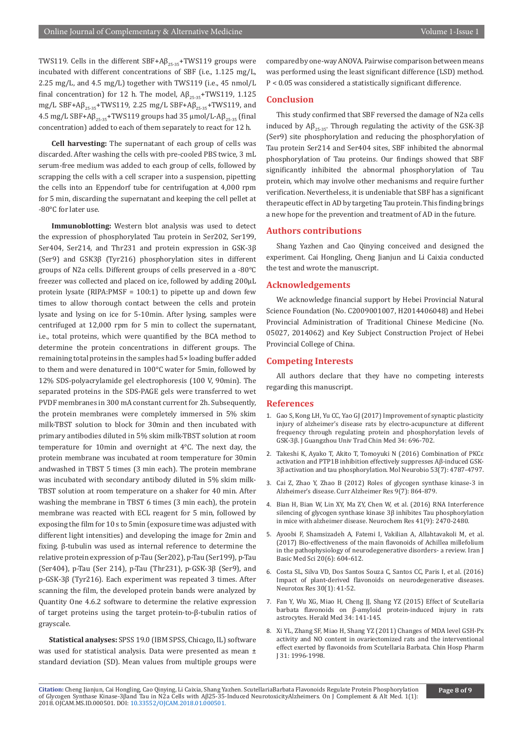TWS119. Cells in the different SBF+$A\beta_{25\text{-}35}$+TWS119 groups were incubated with different concentrations of SBF (i.e., 1.125 mg/L, 2.25 mg/L, and 4.5 mg/L) together with TWS119 (i.e., 45 nmol/L final concentration) for 12 h. The model, $A\beta_{25\text{-}35}$+TWS119, 1.125 mg/L SBF+$A\beta_{25\text{-}35}$+TWS119, 2.25 mg/L SBF+$A\beta_{25\text{-}35}$+TWS119, and 4.5 mg/L SBF+$A\beta_{25\text{-}35}$+TWS119 groups had 35 μmol/L-$A\beta_{25\text{-}35}$ (final concentration) added to each of them separately to react for 12 h.

**Cell harvesting:** The supernatant of each group of cells was discarded. After washing the cells with pre-cooled PBS twice, 3 mL serum-free medium was added to each group of cells, followed by scrapping the cells with a cell scraper into a suspension, pipetting the cells into an Eppendorf tube for centrifugation at 4,000 rpm for 5 min, discarding the supernatant and keeping the cell pellet at -80°C for later use.

**Immunoblotting:** Western blot analysis was used to detect the expression of phosphorylated Tau protein in Ser202, Ser199, Ser404, Ser214, and Thr231 and protein expression in GSK-3β (Ser9) and GSK3β (Tyr216) phosphorylation sites in different groups of N2a cells. Different groups of cells preserved in a -80°C freezer was collected and placed on ice, followed by adding 200μL protein lysate (RIPA:PMSF = 100:1) to pipette up and down few times to allow thorough contact between the cells and protein lysate and lysing on ice for 5-10min. After lysing, samples were centrifuged at 12,000 rpm for 5 min to collect the supernatant, i.e., total proteins, which were quantified by the BCA method to determine the protein concentrations in different groups. The remaining total proteins in the samples had 5× loading buffer added to them and were denatured in 100°C water for 5min, followed by 12% SDS-polyacrylamide gel electrophoresis (100 V, 90min). The separated proteins in the SDS-PAGE gels were transferred to wet PVDF membranes in 300 mA constant current for 2h. Subsequently, the protein membranes were completely immersed in 5% skim milk-TBST solution to block for 30min and then incubated with primary antibodies diluted in 5% skim milk-TBST solution at room temperature for 10min and overnight at 4°C. The next day, the protein membrane was incubated at room temperature for 30min andwashed in TBST 5 times (3 min each). The protein membrane was incubated with secondary antibody diluted in 5% skim milk-TBST solution at room temperature on a shaker for 40 min. After washing the membrane in TBST 6 times (3 min each), the protein membrane was reacted with ECL reagent for 5 min, followed by exposing the film for 10 s to 5min (exposure time was adjusted with different light intensities) and developing the image for 2min and fixing. β-tubulin was used as internal reference to determine the relative protein expression of p-Tau (Ser202), p-Tau (Ser199), p-Tau (Ser404), p-Tau (Ser 214), p-Tau (Thr231), p-GSK-3β (Ser9), and p-GSK-3β (Tyr216). Each experiment was repeated 3 times. After scanning the film, the developed protein bands were analyzed by Quantity One 4.6.2 software to determine the relative expression of target proteins using the target protein-to-β-tubulin ratios of grayscale.

**Statistical analyses:** SPSS 19.0 (IBM SPSS, Chicago, IL) software was used for statistical analysis. Data were presented as mean ± standard deviation (SD). Mean values from multiple groups were compared by one-way ANOVA. Pairwise comparison between means was performed using the least significant difference (LSD) method. $P < 0.05$ was considered a statistically significant difference.

## Conclusion

This study confirmed that SBF reversed the damage of N2a cells induced by $A\beta_{25\text{-}35}$. Through regulating the activity of the GSK-3β (Ser9) site phosphorylation and reducing the phosphorylation of Tau protein Ser214 and Ser404 sites, SBF inhibited the abnormal phosphorylation of Tau proteins. Our findings showed that SBF significantly inhibited the abnormal phosphorylation of Tau protein, which may involve other mechanisms and require further verification. Nevertheless, it is undeniable that SBF has a significant therapeutic effect in AD by targeting Tau protein. This finding brings a new hope for the prevention and treatment of AD in the future.

## Authors contributions

Shang Yazhen and Cao Qinying conceived and designed the experiment. Cai Hongling, Cheng Jianjun and Li Caixia conducted the test and wrote the manuscript.

## Acknowledgements

We acknowledge financial support by Hebei Provincial Natural Science Foundation (No. C2009001007, H2014406048) and Hebei Provincial Administration of Traditional Chinese Medicine (No. 05027, 2014062) and Key Subject Construction Project of Hebei Provincial College of China.

## Competing Interests

All authors declare that they have no competing interests regarding this manuscript.

## References

1. Gao S, Kong LH, Yu CC, Yao GJ (2017) Improvement of synaptic plasticity injury of alzheimer's disease rats by electro-acupuncture at different frequency through regulating protein and phosphorylation levels of GSK-3β. J Guangzhou Univ Trad Chin Med 34: 696-702.
2. Takeshi K, Ayako T, Akito T, Tomoyuki N (2016) Combination of PKCε activation and PTP1B inhibition effectively suppresses Aβ-induced GSK-3β activation and tau phosphorylation. Mol Neurobio 53(7): 4787-4797.
3. Cai Z, Zhao Y, Zhao B (2012) Roles of glycogen synthase kinase-3 in Alzheimer's disease. Curr Alzheimer Res 9(7): 864-879.
4. Bian H, Bian W, Lin XY, Ma ZY, Chen W, et al. (2016) RNA Interference silencing of glycogen synthase kinase 3β inhibites Tau phosphorylation in mice with alzheimer disease. Neurochem Res 41(9): 2470-2480.
5. Ayoobi F, Shamsizadeh A, Fatemi I, Vakilian A, Allahtavakoli M, et al. (2017) Bio-effectiveness of the main flavonoids of Achillea millefolium in the pathophysiology of neurodegenerative disorders- a review. Iran J Basic Med Sci 20(6): 604-612.
6. Costa SL, Silva VD, Dos Santos Souza C, Santos CC, Paris I, et al. (2016) Impact of plant-derived flavonoids on neurodegenerative diseases. Neurotox Res 30(1): 41-52.
7. Fan Y, Wu XG, Miao H, Cheng JJ, Shang YZ (2015) Effect of Scutellaria barbata flavonoids on β-amyloid protein-induced injury in rats astrocytes. Herald Med 34: 141-145.
8. Xi YL, Zhang SF, Miao H, Shang YZ (2011) Changes of MDA level GSH-Px activity and NO content in ovariectomized rats and the interventional effect exerted by flavonoids from Scutellaria Barbata. Chin Hosp Pharm J 31: 1996-1998.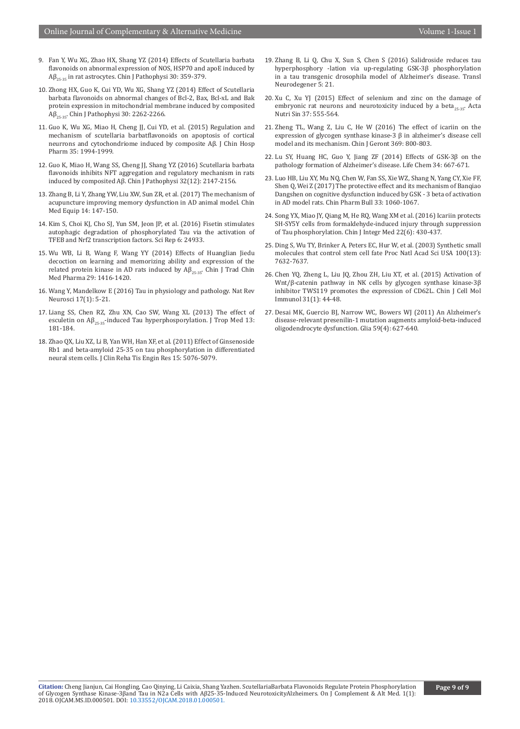9. Fan Y, Wu XG, Zhao HX, Shang YZ (2014) Effects of Scutellaria barbata flavonoids on abnormal expression of NOS, HSP70 and apoE induced by $A\beta_{25-35}$ in rat astrocytes. Chin J Pathophysi 30: 359-379.

10. Zhong HX, Guo K, Cui YD, Wu XG, Shang YZ (2014) Effect of Scutellaria barbata flavonoids on abnormal changes of Bcl-2, Bax, Bcl-xL and Bak protein expression in mitochondrial membrane induced by composited $A\beta_{25-35}$. Chin J Pathophysi 30: 2262-2266.

11. Guo K, Wu XG, Miao H, Cheng JJ, Cui YD, et al. (2015) Regulation and mechanism of scutellaria barbatflavonoids on apoptosis of cortical neurrons and cytochondriome induced by composite Aβ. J Chin Hosp Pharm 35: 1994-1999.

12. Guo K, Miao H, Wang SS, Cheng JJ, Shang YZ (2016) Scutellaria barbata flavonoids inhibits NFT aggregation and regulatory mechanism in rats induced by composited Aβ. Chin J Pathophysi 32(12): 2147-2156.

13. Zhang B, Li Y, Zhang YW, Liu XW, Sun ZR, et al. (2017) The mechanism of acupuncture improving memory dysfunction in AD animal model. Chin Med Equip 14: 147-150.

14. Kim S, Choi KJ, Cho SJ, Yun SM, Jeon JP, et al. (2016) Fisetin stimulates autophagic degradation of phosphorylated Tau via the activation of TFEB and Nrf2 transcription factors. Sci Rep 6: 24933.

15. Wu WB, Li B, Wang F, Wang YY (2014) Effects of Huanglian Jiedu decoction on learning and memorizing ability and expression of the related protein kinase in AD rats induced by $A\beta_{25-35}$. Chin J Trad Chin Med Pharma 29: 1416-1420.

16. Wang Y, Mandelkow E (2016) Tau in physiology and pathology. Nat Rev Neurosci 17(1): 5-21.

17. Liang SS, Chen RZ, Zhu XN, Cao SW, Wang XL (2013) The effect of esculetin on $A\beta_{25-35}$-induced Tau hyperphosporylation. J Trop Med 13: 181-184.

18. Zhao QX, Liu XZ, Li B, Yan WH, Han XF, et al. (2011) Effect of Ginsenoside Rb1 and beta-amyloid 25-35 on tau phosphorylation in differentiated neural stem cells. J Clin Reha Tis Engin Res 15: 5076-5079.

19. Zhang B, Li Q, Chu X, Sun S, Chen S (2016) Salidroside reduces tau hyperphosphory -lation via up-regulating GSK-3β phosphorylation in a tau transgenic drosophila model of Alzheimer's disease. Transl Neurodegener 5: 21.

20. Xu C, Xu YJ (2015) Effect of selenium and zinc on the damage of embryonic rat neurons and neurotoxicity induced by a $beta_{25-35}$. Acta Nutri Sin 37: 555-564.

21. Zheng TL, Wang Z, Liu C, He W (2016) The effect of icariin on the expression of glycogen synthase kinase-3 β in alzheimer's disease cell model and its mechanism. Chin J Geront 369: 800-803.

22. Lu SY, Huang HC, Guo Y, Jiang ZF (2014) Effects of GSK-3β on the pathology formation of Alzheimer's disease. Life Chem 34: 667-671.

23. Luo HB, Liu XY, Mu NQ, Chen W, Fan SS, Xie WZ, Shang N, Yang CY, Xie FF, Shen Q, Wei Z (2017) The protective effect and its mechanism of Banqiao Dangshen on cognitive dysfunction induced by GSK - 3 beta of activation in AD model rats. Chin Pharm Bull 33: 1060-1067.

24. Song YX, Miao JY, Qiang M, He RQ, Wang XM et al. (2016) Icariin protects SH-SY5Y cells from formaldehyde-induced injury through suppression of Tau phosphorylation. Chin J Integr Med 22(6): 430-437.

25. Ding S, Wu TY, Brinker A, Peters EC, Hur W, et al. (2003) Synthetic small molecules that control stem cell fate Proc Natl Acad Sci USA 100(13): 7632-7637.

26. Chen YQ, Zheng L, Liu JQ, Zhou ZH, Liu XT, et al. (2015) Activation of Wnt/β-catenin pathway in NK cells by glycogen synthase kinase-3β inhibitor TWS119 promotes the expression of CD62L. Chin J Cell Mol Immunol 31(1): 44-48.

27. Desai MK, Guercio BJ, Narrow WC, Bowers WJ (2011) An Alzheimer's disease-relevant presenilin-1 mutation augments amyloid-beta-induced oligodendrocyte dysfunction. Glia 59(4): 627-640.